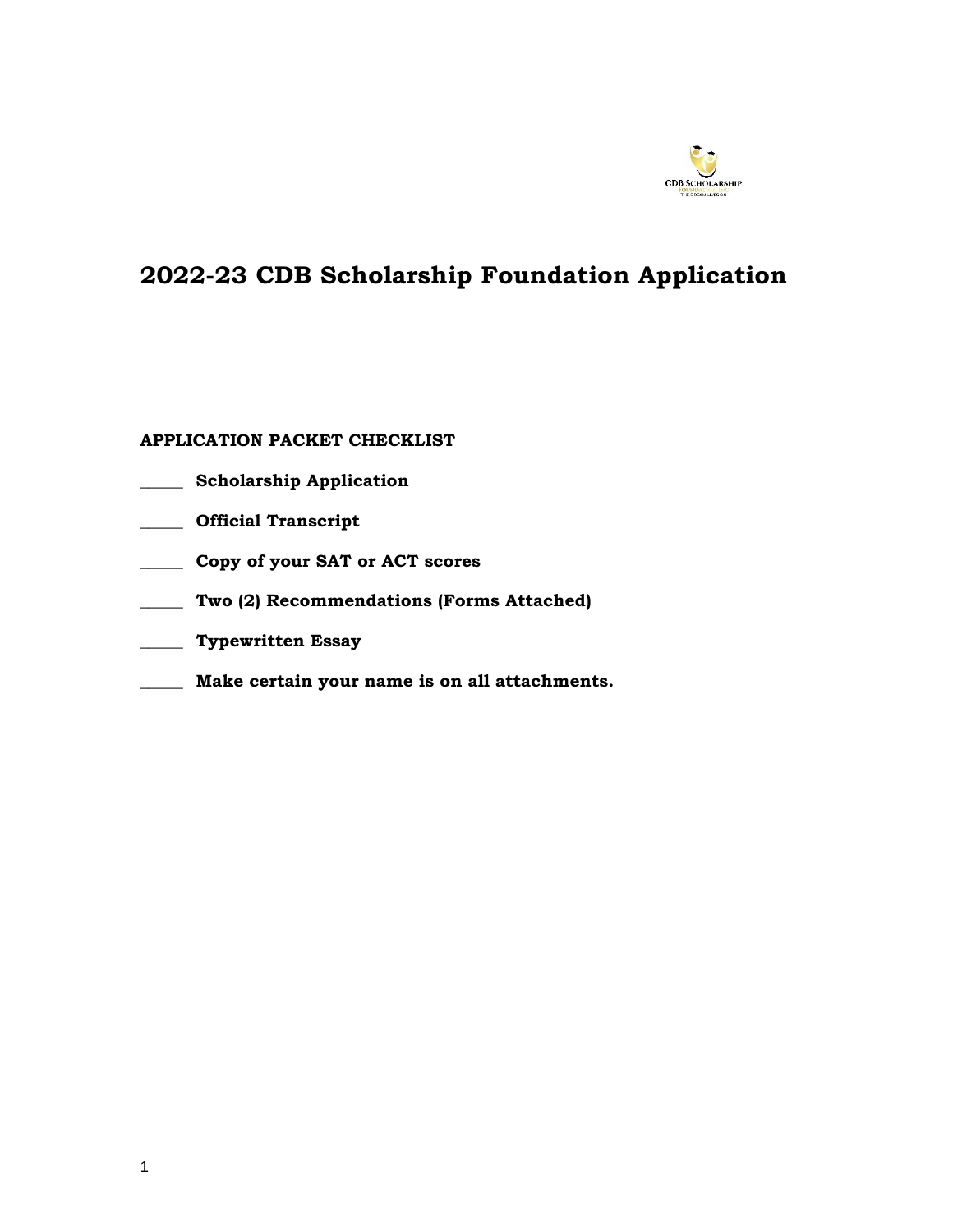# 2022-23 CDB Scholarship Foundation Application

**APPLICATION PACKET CHECKLIST**

_____ **Scholarship Application**

_____ **Official Transcript**

_____ **Copy of your SAT or ACT scores**

_____ **Two (2) Recommendations (Forms Attached)**

_____ **Typewritten Essay**

_____ **Make certain your name is on all attachments.**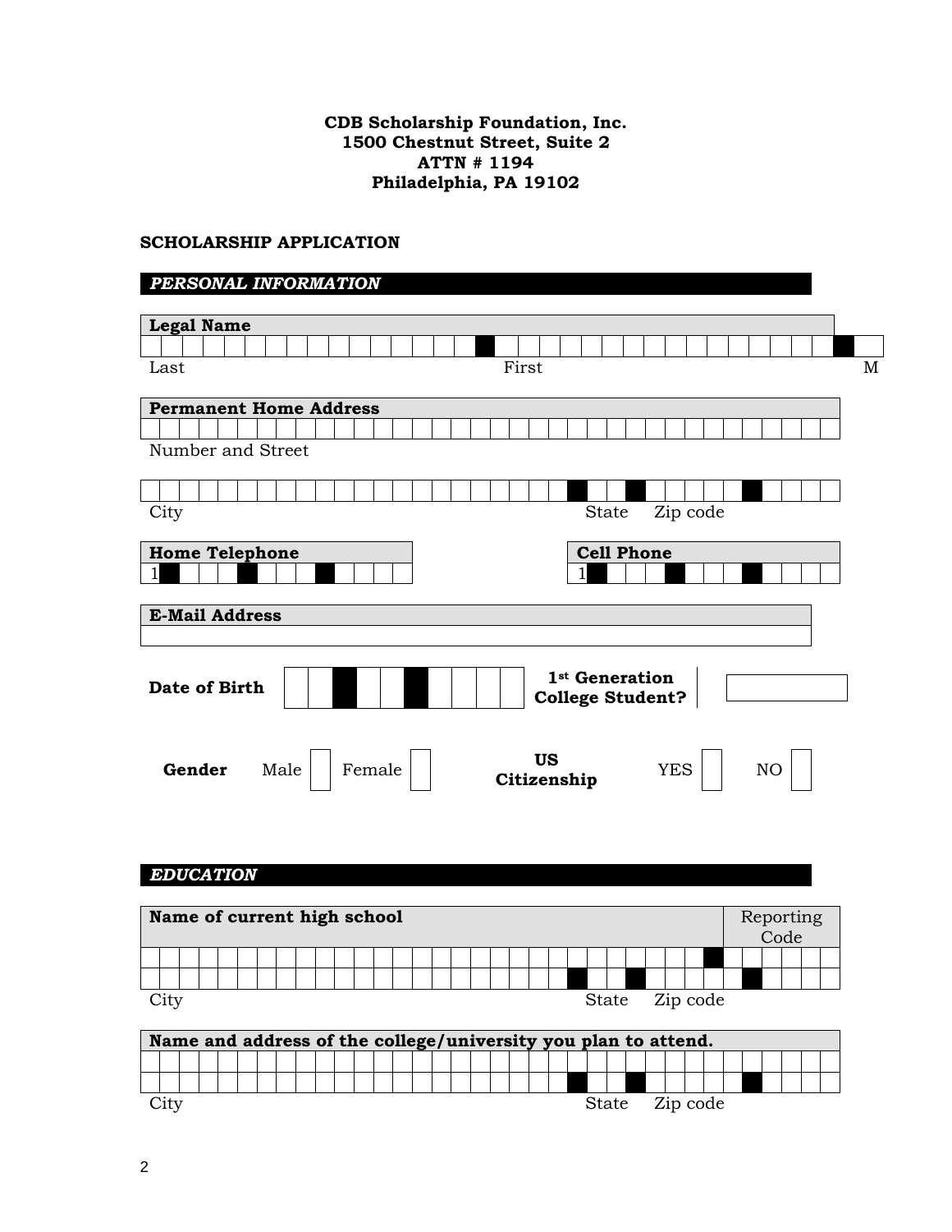**CDB Scholarship Foundation, Inc.**
**1500 Chestnut Street, Suite 2**
**ATTN # 1194**
**Philadelphia, PA 19102**

**SCHOLARSHIP APPLICATION**

***PERSONAL INFORMATION***

**Legal Name**

| | | |
|---|---|---|
| Last | First | M |

**Permanent Home Address**

Number and Street

| | | |
|---|---|---|
| City | State | Zip code |

**Home Telephone**

1

**Cell Phone**

1

**E-Mail Address**

**Date of Birth**

**1st Generation College Student?**

**Gender** Male ☐ Female ☐

**US Citizenship** YES ☐ NO ☐

***EDUCATION***

| **Name of current high school** | Reporting Code |
|---|---|
| | |

| | | |
|---|---|---|
| City | State | Zip code |

**Name and address of the college/university you plan to attend.**

| | | |
|---|---|---|
| City | State | Zip code |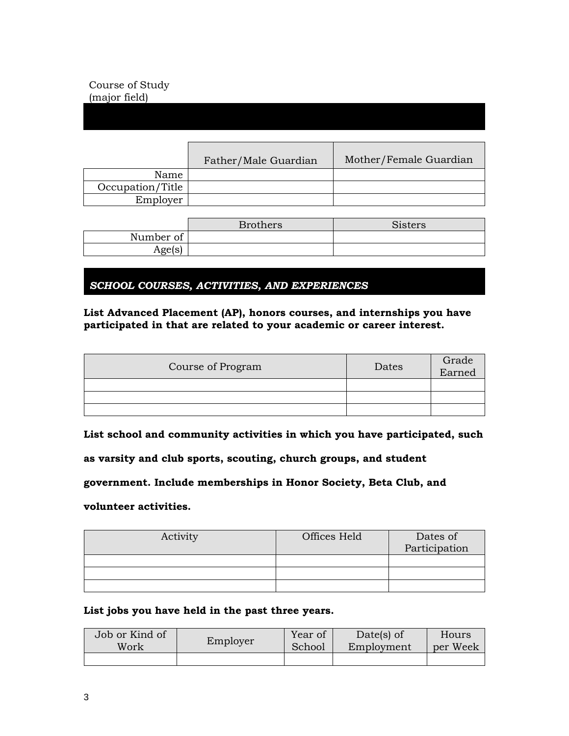Course of Study
(major field)

| | Father/Male Guardian | Mother/Female Guardian |
| --- | --- | --- |
| Name | | |
| Occupation/Title | | |
| Employer | | |

| | Brothers | Sisters |
| --- | --- | --- |
| Number of | | |
| Age(s) | | |

## *SCHOOL COURSES, ACTIVITIES, AND EXPERIENCES*

**List Advanced Placement (AP), honors courses, and internships you have participated in that are related to your academic or career interest.**

| Course of Program | Dates | Grade Earned |
| --- | --- | --- |
| | | |
| | | |
| | | |

**List school and community activities in which you have participated, such as varsity and club sports, scouting, church groups, and student government. Include memberships in Honor Society, Beta Club, and volunteer activities.**

| Activity | Offices Held | Dates of Participation |
| --- | --- | --- |
| | | |
| | | |
| | | |

**List jobs you have held in the past three years.**

| Job or Kind of Work | Employer | Year of School | Date(s) of Employment | Hours per Week |
| --- | --- | --- | --- | --- |
| | | | | |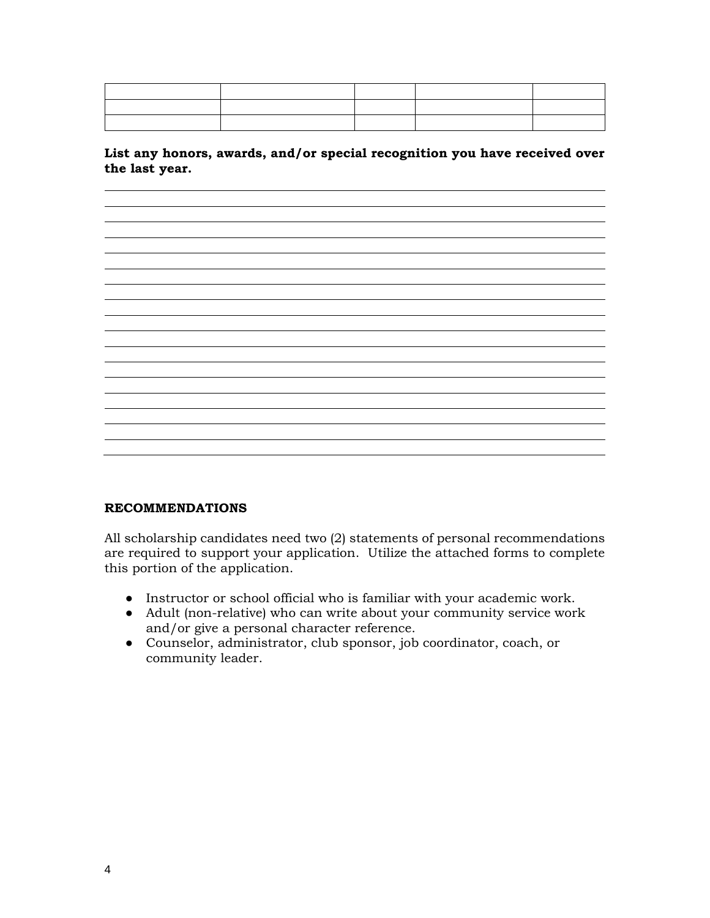| | | | | |
|---|---|---|---|---|
| | | | | |
| | | | | |

**List any honors, awards, and/or special recognition you have received over the last year.**

### RECOMMENDATIONS

All scholarship candidates need two (2) statements of personal recommendations are required to support your application. Utilize the attached forms to complete this portion of the application.

- Instructor or school official who is familiar with your academic work.
- Adult (non-relative) who can write about your community service work and/or give a personal character reference.
- Counselor, administrator, club sponsor, job coordinator, coach, or community leader.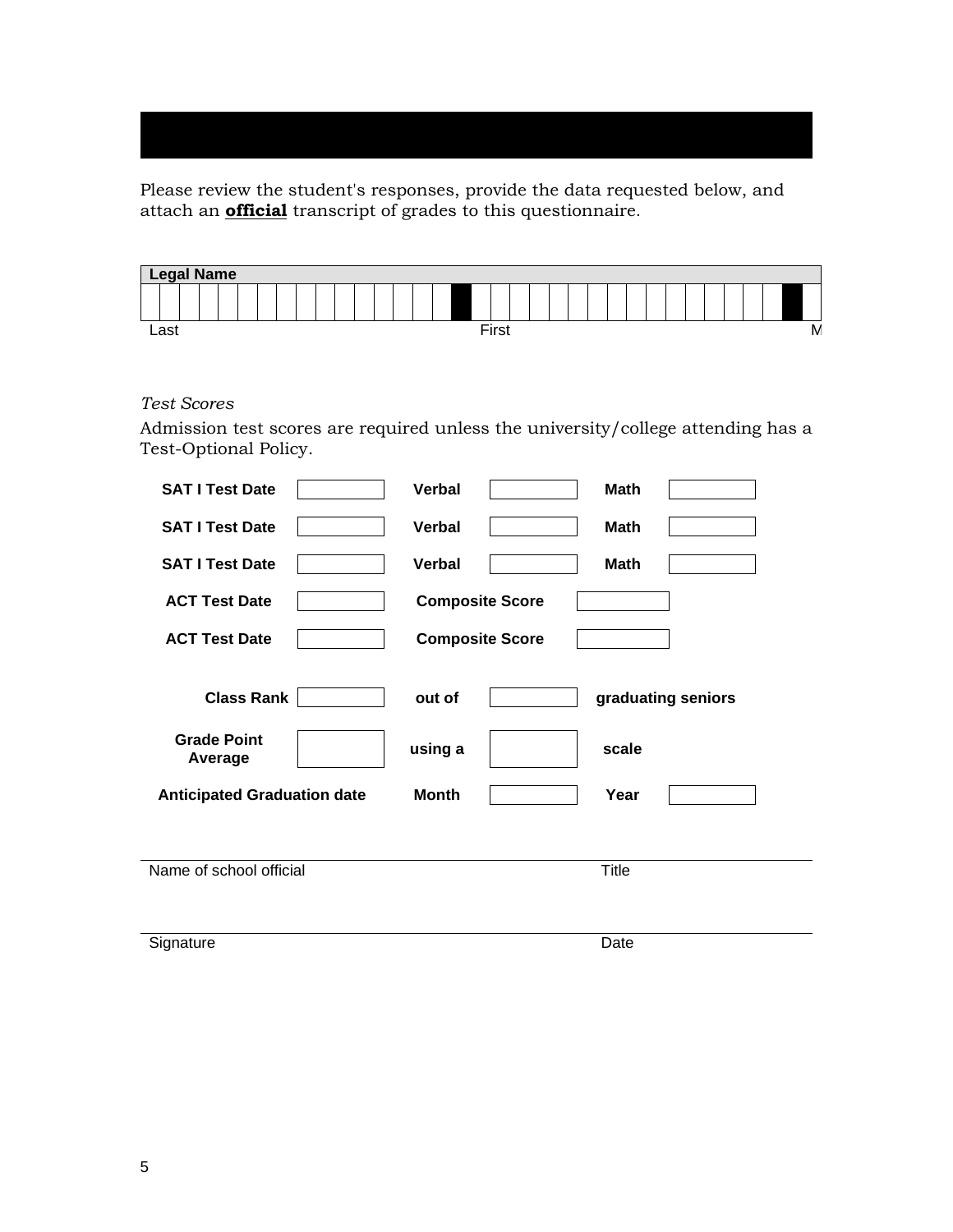Please review the student's responses, provide the data requested below, and attach an **official** transcript of grades to this questionnaire.

| **Legal Name** | | |
|---|---|---|
| | | |
| Last | First | M |

*Test Scores*

Admission test scores are required unless the university/college attending has a Test-Optional Policy.

| | | | | | |
|---|---|---|---|---|---|
| **SAT I Test Date** | | **Verbal** | | **Math** | |
| **SAT I Test Date** | | **Verbal** | | **Math** | |
| **SAT I Test Date** | | **Verbal** | | **Math** | |
| **ACT Test Date** | | **Composite Score** | | | |
| **ACT Test Date** | | **Composite Score** | | | |
| **Class Rank** | | **out of** | | **graduating seniors** | |
| **Grade Point Average** | | **using a** | | **scale** | |
| **Anticipated Graduation date** | | **Month** | | **Year** | |

Name of school official ______________________ Title ______________________

Signature ______________________ Date ______________________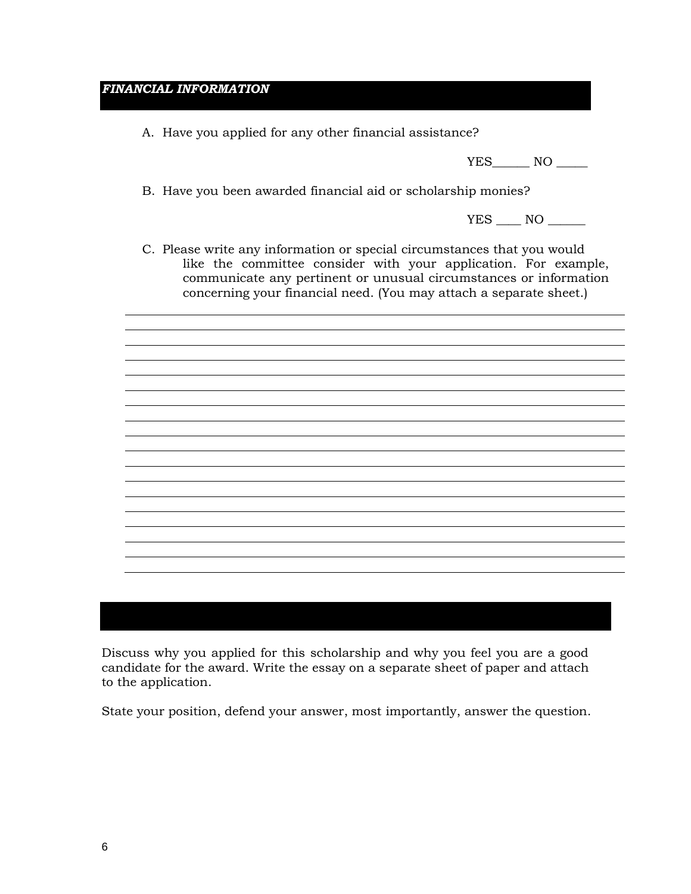## *FINANCIAL INFORMATION*

A. Have you applied for any other financial assistance?

YES______ NO _____

B. Have you been awarded financial aid or scholarship monies?

YES ____ NO ______

C. Please write any information or special circumstances that you would like the committee consider with your application. For example, communicate any pertinent or unusual circumstances or information concerning your financial need. (You may attach a separate sheet.)

\_\_\_\_\_\_\_\_\_\_\_\_\_\_\_\_\_\_\_\_\_\_\_\_\_\_\_\_\_\_\_\_\_\_\_\_\_\_\_\_\_\_\_\_\_\_\_\_\_\_\_\_\_\_\_\_\_\_\_\_\_\_\_\_\_\_\_\_\_\_

\_\_\_\_\_\_\_\_\_\_\_\_\_\_\_\_\_\_\_\_\_\_\_\_\_\_\_\_\_\_\_\_\_\_\_\_\_\_\_\_\_\_\_\_\_\_\_\_\_\_\_\_\_\_\_\_\_\_\_\_\_\_\_\_\_\_\_\_\_\_

\_\_\_\_\_\_\_\_\_\_\_\_\_\_\_\_\_\_\_\_\_\_\_\_\_\_\_\_\_\_\_\_\_\_\_\_\_\_\_\_\_\_\_\_\_\_\_\_\_\_\_\_\_\_\_\_\_\_\_\_\_\_\_\_\_\_\_\_\_\_

\_\_\_\_\_\_\_\_\_\_\_\_\_\_\_\_\_\_\_\_\_\_\_\_\_\_\_\_\_\_\_\_\_\_\_\_\_\_\_\_\_\_\_\_\_\_\_\_\_\_\_\_\_\_\_\_\_\_\_\_\_\_\_\_\_\_\_\_\_\_

\_\_\_\_\_\_\_\_\_\_\_\_\_\_\_\_\_\_\_\_\_\_\_\_\_\_\_\_\_\_\_\_\_\_\_\_\_\_\_\_\_\_\_\_\_\_\_\_\_\_\_\_\_\_\_\_\_\_\_\_\_\_\_\_\_\_\_\_\_\_

\_\_\_\_\_\_\_\_\_\_\_\_\_\_\_\_\_\_\_\_\_\_\_\_\_\_\_\_\_\_\_\_\_\_\_\_\_\_\_\_\_\_\_\_\_\_\_\_\_\_\_\_\_\_\_\_\_\_\_\_\_\_\_\_\_\_\_\_\_\_

\_\_\_\_\_\_\_\_\_\_\_\_\_\_\_\_\_\_\_\_\_\_\_\_\_\_\_\_\_\_\_\_\_\_\_\_\_\_\_\_\_\_\_\_\_\_\_\_\_\_\_\_\_\_\_\_\_\_\_\_\_\_\_\_\_\_\_\_\_\_

\_\_\_\_\_\_\_\_\_\_\_\_\_\_\_\_\_\_\_\_\_\_\_\_\_\_\_\_\_\_\_\_\_\_\_\_\_\_\_\_\_\_\_\_\_\_\_\_\_\_\_\_\_\_\_\_\_\_\_\_\_\_\_\_\_\_\_\_\_\_

Discuss why you applied for this scholarship and why you feel you are a good candidate for the award. Write the essay on a separate sheet of paper and attach to the application.

State your position, defend your answer, most importantly, answer the question.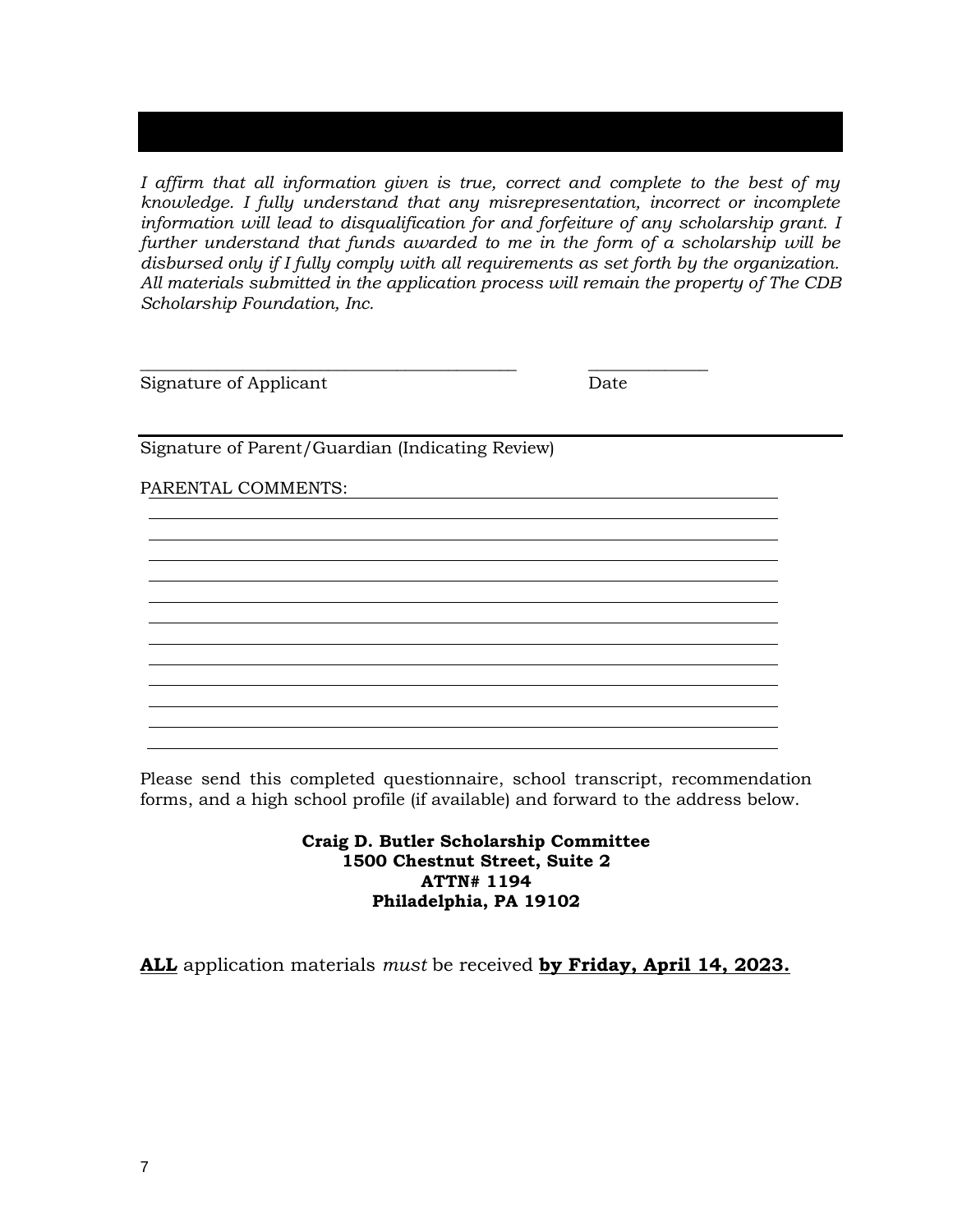*I affirm that all information given is true, correct and complete to the best of my knowledge. I fully understand that any misrepresentation, incorrect or incomplete information will lead to disqualification for and forfeiture of any scholarship grant. I further understand that funds awarded to me in the form of a scholarship will be disbursed only if I fully comply with all requirements as set forth by the organization. All materials submitted in the application process will remain the property of The CDB Scholarship Foundation, Inc.*

_____________________________________________ ______________

Signature of Applicant Date

_____________________________________________

Signature of Parent/Guardian (Indicating Review)

PARENTAL COMMENTS: ____________________________________________

____________________________________________

____________________________________________

____________________________________________

____________________________________________

____________________________________________

____________________________________________

____________________________________________

____________________________________________

____________________________________________

____________________________________________

____________________________________________

____________________________________________

Please send this completed questionnaire, school transcript, recommendation forms, and a high school profile (if available) and forward to the address below.

**Craig D. Butler Scholarship Committee**
**1500 Chestnut Street, Suite 2**
**ATTN# 1194**
**Philadelphia, PA 19102**

<u>**ALL**</u> application materials *must* be received <u>**by Friday, April 14, 2023.**</u>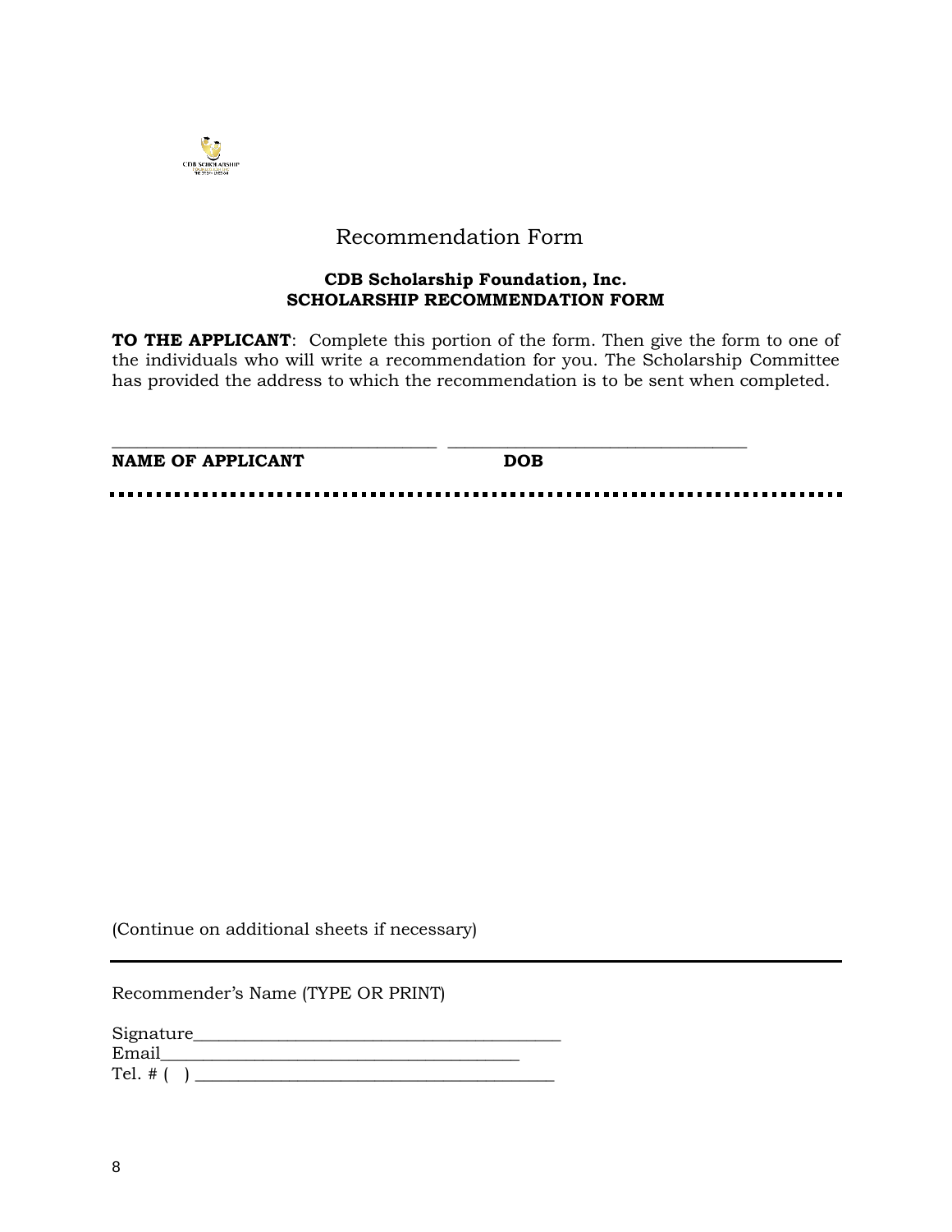# Recommendation Form

**CDB Scholarship Foundation, Inc.**
**SCHOLARSHIP RECOMMENDATION FORM**

**TO THE APPLICANT**: Complete this portion of the form. Then give the form to one of the individuals who will write a recommendation for you. The Scholarship Committee has provided the address to which the recommendation is to be sent when completed.

____________________________________ ____________________________________
**NAME OF APPLICANT** **DOB**

(Continue on additional sheets if necessary)

---

Recommender's Name (TYPE OR PRINT)

Signature_________________________________________
Email_________________________________________
Tel. # ( ) _________________________________________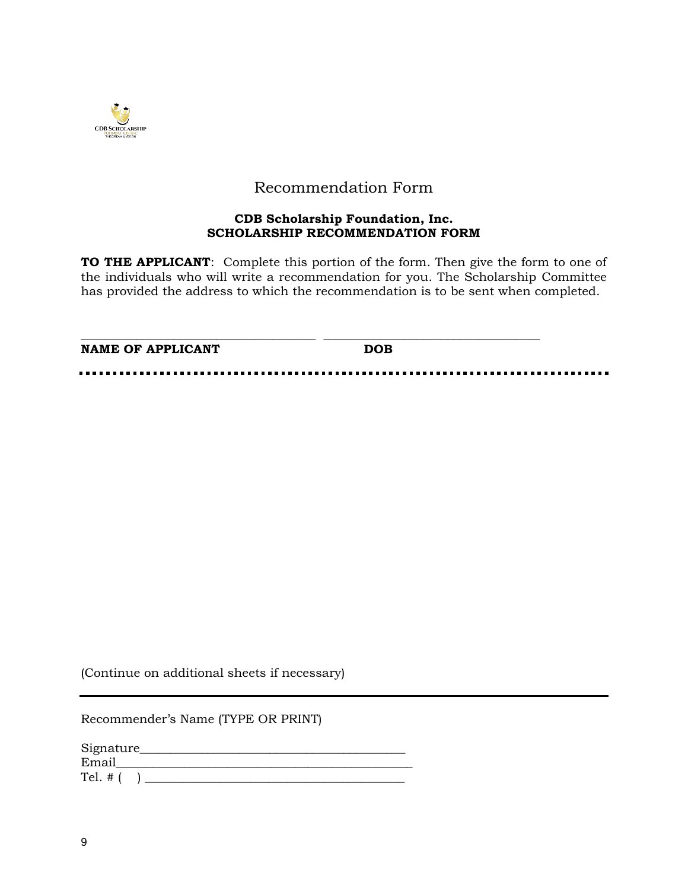# Recommendation Form

**CDB Scholarship Foundation, Inc.**
**SCHOLARSHIP RECOMMENDATION FORM**

**TO THE APPLICANT**: Complete this portion of the form. Then give the form to one of the individuals who will write a recommendation for you. The Scholarship Committee has provided the address to which the recommendation is to be sent when completed.

_____________________________________ _________________________________

**NAME OF APPLICANT** **DOB**

(Continue on additional sheets if necessary)

---

Recommender's Name (TYPE OR PRINT)

Signature_________________________________________
Email_____________________________________________
Tel. # (    ) _________________________________________